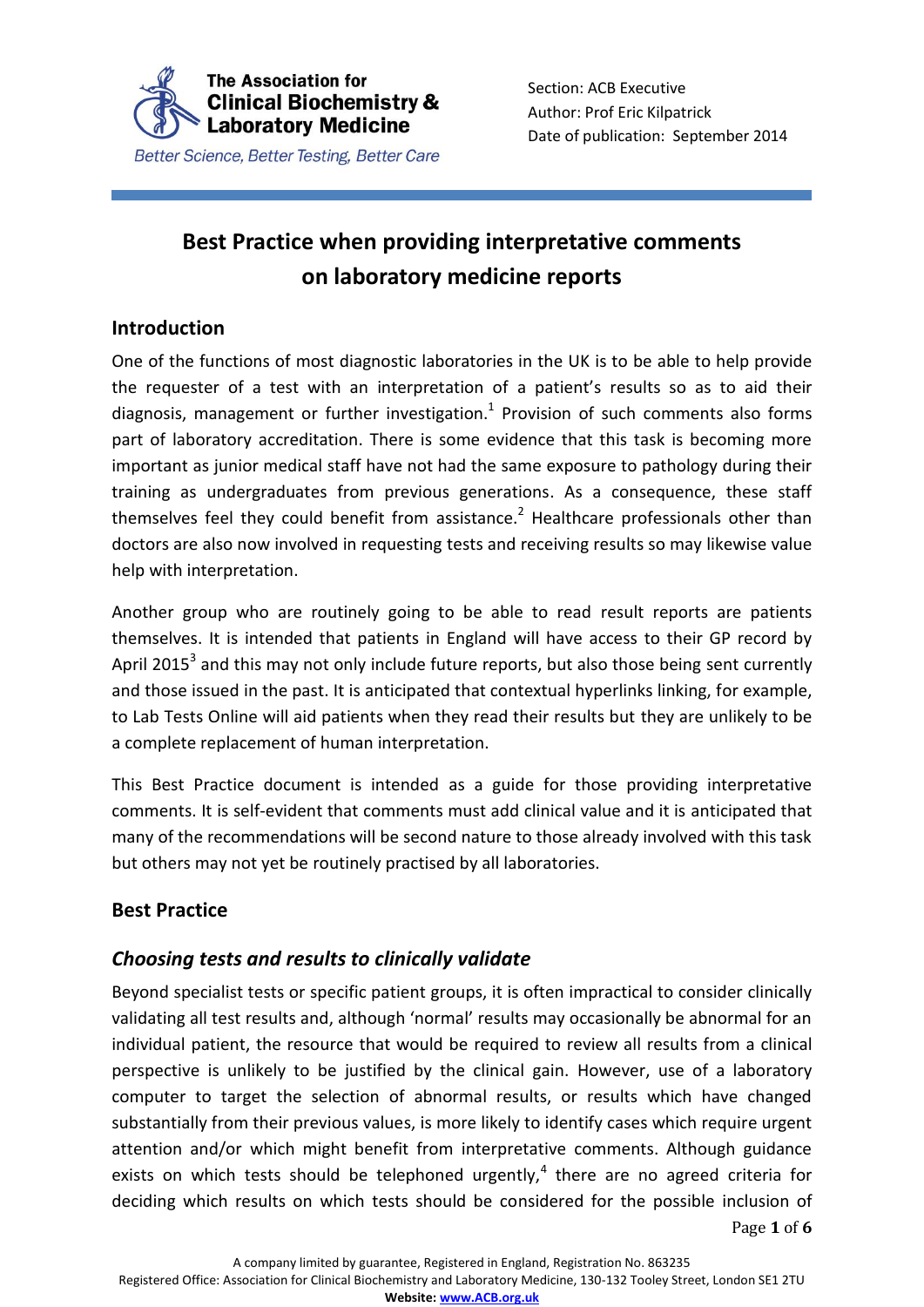The Association for **Clinical Biochemistry & Laboratory Medicine**

*Better Science, Better Testing, Better Care*

Section: ACB Executive
Author: Prof Eric Kilpatrick
Date of publication: September 2014

# Best Practice when providing interpretative comments on laboratory medicine reports

## Introduction

One of the functions of most diagnostic laboratories in the UK is to be able to help provide the requester of a test with an interpretation of a patient's results so as to aid their diagnosis, management or further investigation.[1] Provision of such comments also forms part of laboratory accreditation. There is some evidence that this task is becoming more important as junior medical staff have not had the same exposure to pathology during their training as undergraduates from previous generations. As a consequence, these staff themselves feel they could benefit from assistance.[2] Healthcare professionals other than doctors are also now involved in requesting tests and receiving results so may likewise value help with interpretation.

Another group who are routinely going to be able to read result reports are patients themselves. It is intended that patients in England will have access to their GP record by April 2015[3] and this may not only include future reports, but also those being sent currently and those issued in the past. It is anticipated that contextual hyperlinks linking, for example, to Lab Tests Online will aid patients when they read their results but they are unlikely to be a complete replacement of human interpretation.

This Best Practice document is intended as a guide for those providing interpretative comments. It is self-evident that comments must add clinical value and it is anticipated that many of the recommendations will be second nature to those already involved with this task but others may not yet be routinely practised by all laboratories.

## Best Practice

### *Choosing tests and results to clinically validate*

Beyond specialist tests or specific patient groups, it is often impractical to consider clinically validating all test results and, although 'normal' results may occasionally be abnormal for an individual patient, the resource that would be required to review all results from a clinical perspective is unlikely to be justified by the clinical gain. However, use of a laboratory computer to target the selection of abnormal results, or results which have changed substantially from their previous values, is more likely to identify cases which require urgent attention and/or which might benefit from interpretative comments. Although guidance exists on which tests should be telephoned urgently,[4] there are no agreed criteria for deciding which results on which tests should be considered for the possible inclusion of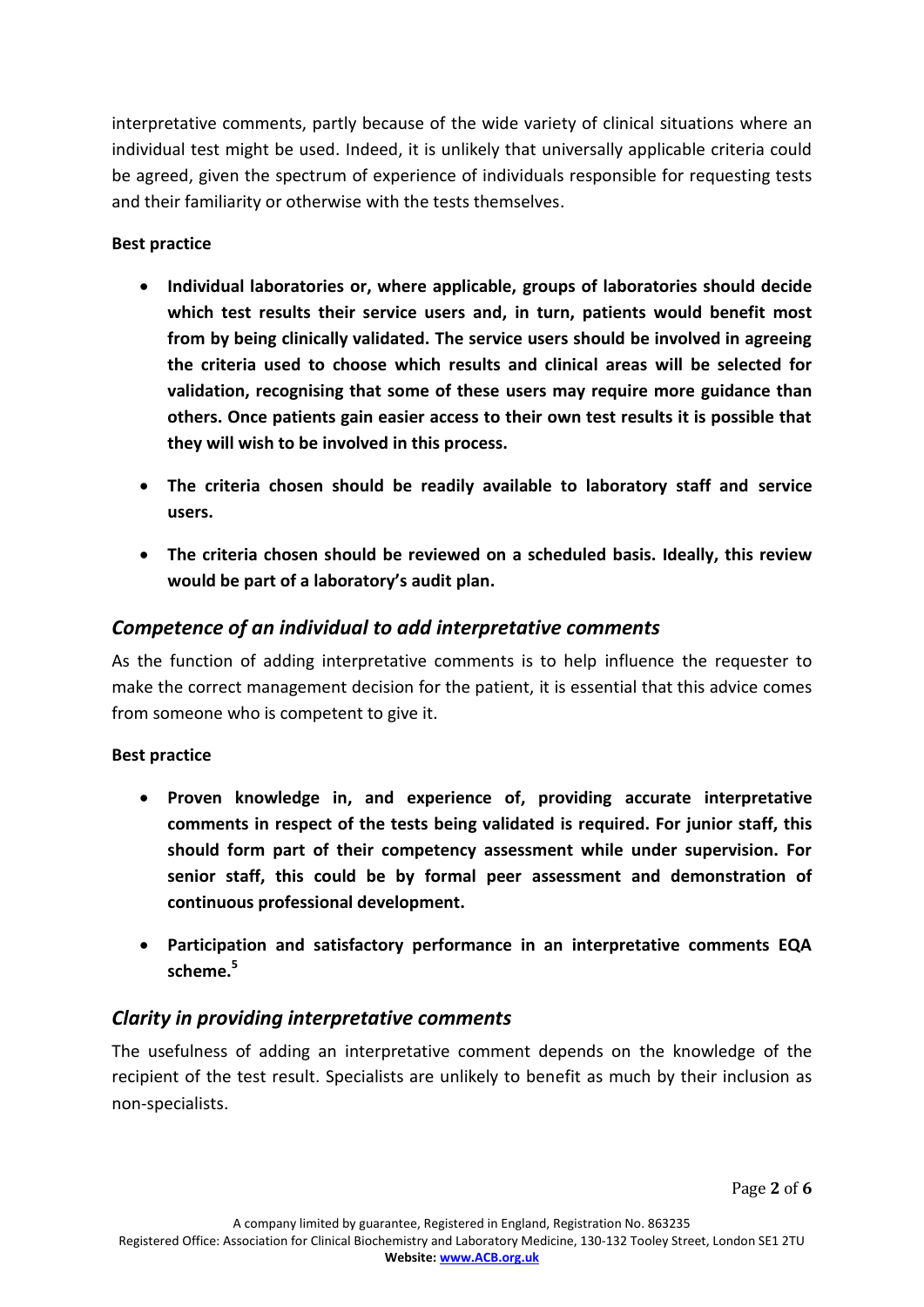interpretative comments, partly because of the wide variety of clinical situations where an individual test might be used. Indeed, it is unlikely that universally applicable criteria could be agreed, given the spectrum of experience of individuals responsible for requesting tests and their familiarity or otherwise with the tests themselves.

**Best practice**

- **Individual laboratories or, where applicable, groups of laboratories should decide which test results their service users and, in turn, patients would benefit most from by being clinically validated. The service users should be involved in agreeing the criteria used to choose which results and clinical areas will be selected for validation, recognising that some of these users may require more guidance than others. Once patients gain easier access to their own test results it is possible that they will wish to be involved in this process.**
- **The criteria chosen should be readily available to laboratory staff and service users.**
- **The criteria chosen should be reviewed on a scheduled basis. Ideally, this review would be part of a laboratory's audit plan.**

## *Competence of an individual to add interpretative comments*

As the function of adding interpretative comments is to help influence the requester to make the correct management decision for the patient, it is essential that this advice comes from someone who is competent to give it.

**Best practice**

- **Proven knowledge in, and experience of, providing accurate interpretative comments in respect of the tests being validated is required. For junior staff, this should form part of their competency assessment while under supervision. For senior staff, this could be by formal peer assessment and demonstration of continuous professional development.**
- **Participation and satisfactory performance in an interpretative comments EQA scheme.[5]**

## *Clarity in providing interpretative comments*

The usefulness of adding an interpretative comment depends on the knowledge of the recipient of the test result. Specialists are unlikely to benefit as much by their inclusion as non-specialists.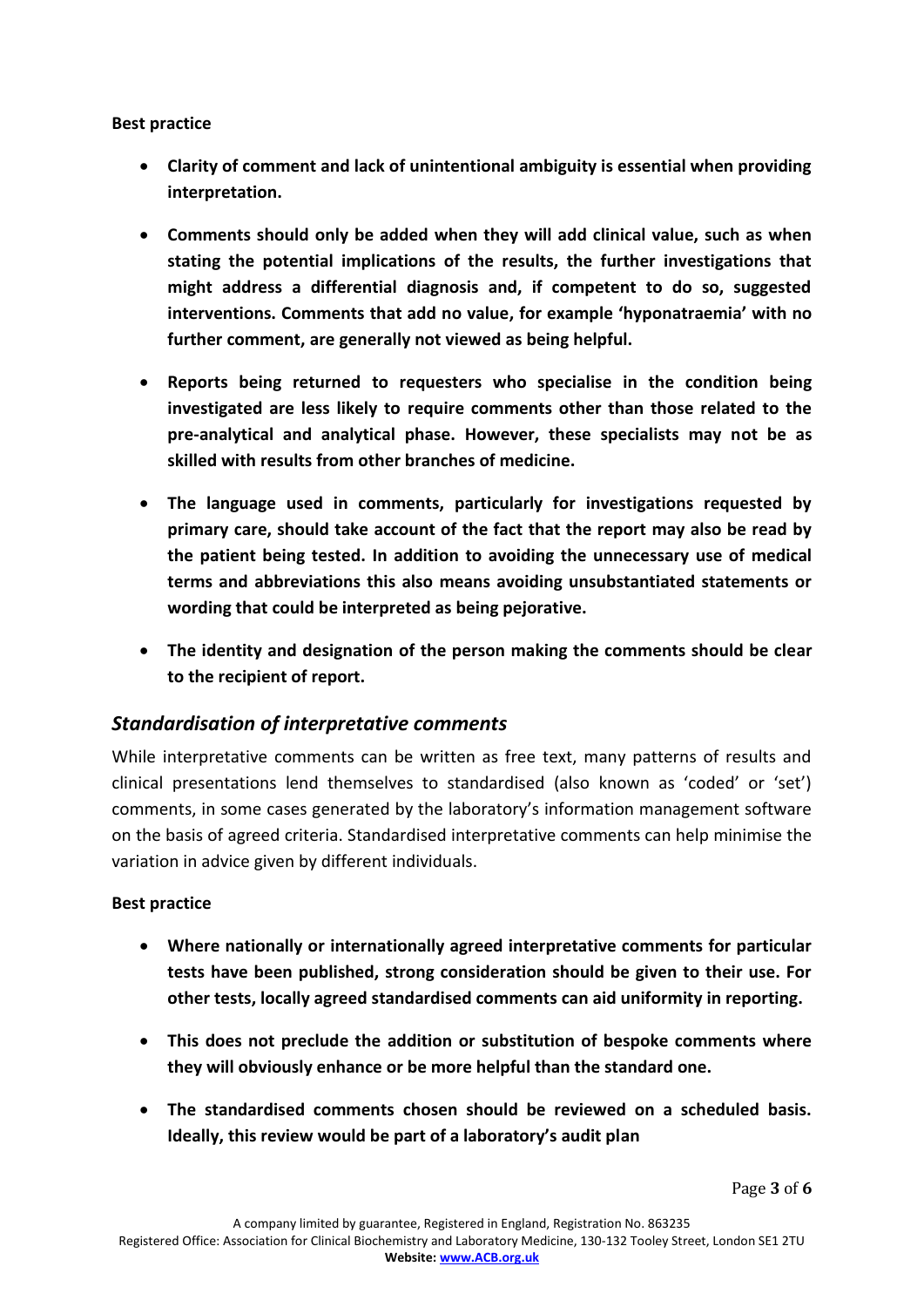**Best practice**

- **Clarity of comment and lack of unintentional ambiguity is essential when providing interpretation.**
- **Comments should only be added when they will add clinical value, such as when stating the potential implications of the results, the further investigations that might address a differential diagnosis and, if competent to do so, suggested interventions. Comments that add no value, for example 'hyponatraemia' with no further comment, are generally not viewed as being helpful.**
- **Reports being returned to requesters who specialise in the condition being investigated are less likely to require comments other than those related to the pre-analytical and analytical phase. However, these specialists may not be as skilled with results from other branches of medicine.**
- **The language used in comments, particularly for investigations requested by primary care, should take account of the fact that the report may also be read by the patient being tested. In addition to avoiding the unnecessary use of medical terms and abbreviations this also means avoiding unsubstantiated statements or wording that could be interpreted as being pejorative.**
- **The identity and designation of the person making the comments should be clear to the recipient of report.**

## *Standardisation of interpretative comments*

While interpretative comments can be written as free text, many patterns of results and clinical presentations lend themselves to standardised (also known as 'coded' or 'set') comments, in some cases generated by the laboratory's information management software on the basis of agreed criteria. Standardised interpretative comments can help minimise the variation in advice given by different individuals.

**Best practice**

- **Where nationally or internationally agreed interpretative comments for particular tests have been published, strong consideration should be given to their use. For other tests, locally agreed standardised comments can aid uniformity in reporting.**
- **This does not preclude the addition or substitution of bespoke comments where they will obviously enhance or be more helpful than the standard one.**
- **The standardised comments chosen should be reviewed on a scheduled basis. Ideally, this review would be part of a laboratory's audit plan**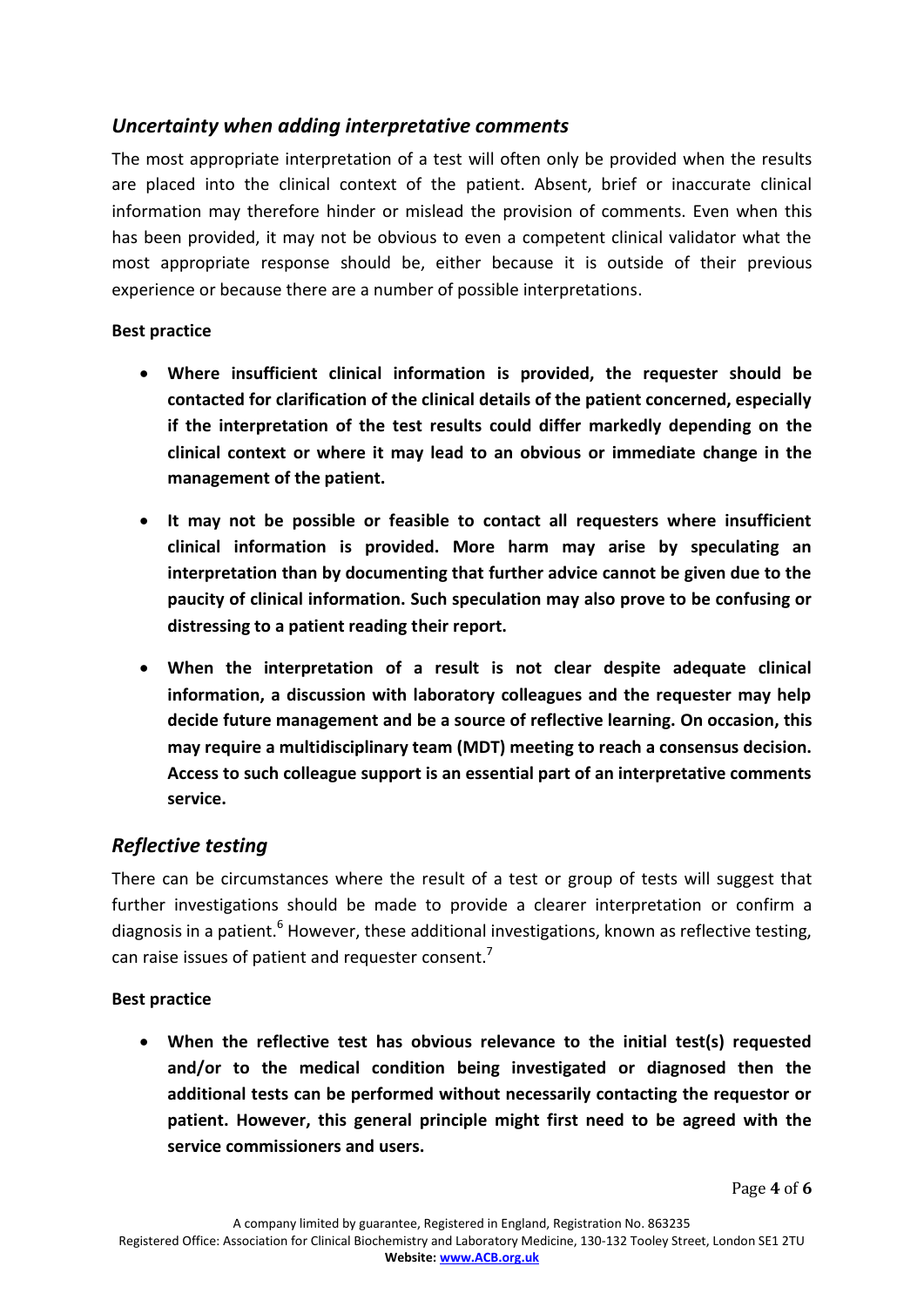## *Uncertainty when adding interpretative comments*

The most appropriate interpretation of a test will often only be provided when the results are placed into the clinical context of the patient. Absent, brief or inaccurate clinical information may therefore hinder or mislead the provision of comments. Even when this has been provided, it may not be obvious to even a competent clinical validator what the most appropriate response should be, either because it is outside of their previous experience or because there are a number of possible interpretations.

**Best practice**

- **Where insufficient clinical information is provided, the requester should be contacted for clarification of the clinical details of the patient concerned, especially if the interpretation of the test results could differ markedly depending on the clinical context or where it may lead to an obvious or immediate change in the management of the patient.**
- **It may not be possible or feasible to contact all requesters where insufficient clinical information is provided. More harm may arise by speculating an interpretation than by documenting that further advice cannot be given due to the paucity of clinical information. Such speculation may also prove to be confusing or distressing to a patient reading their report.**
- **When the interpretation of a result is not clear despite adequate clinical information, a discussion with laboratory colleagues and the requester may help decide future management and be a source of reflective learning. On occasion, this may require a multidisciplinary team (MDT) meeting to reach a consensus decision. Access to such colleague support is an essential part of an interpretative comments service.**

## *Reflective testing*

There can be circumstances where the result of a test or group of tests will suggest that further investigations should be made to provide a clearer interpretation or confirm a diagnosis in a patient.[6] However, these additional investigations, known as reflective testing, can raise issues of patient and requester consent.[7]

**Best practice**

- **When the reflective test has obvious relevance to the initial test(s) requested and/or to the medical condition being investigated or diagnosed then the additional tests can be performed without necessarily contacting the requestor or patient. However, this general principle might first need to be agreed with the service commissioners and users.**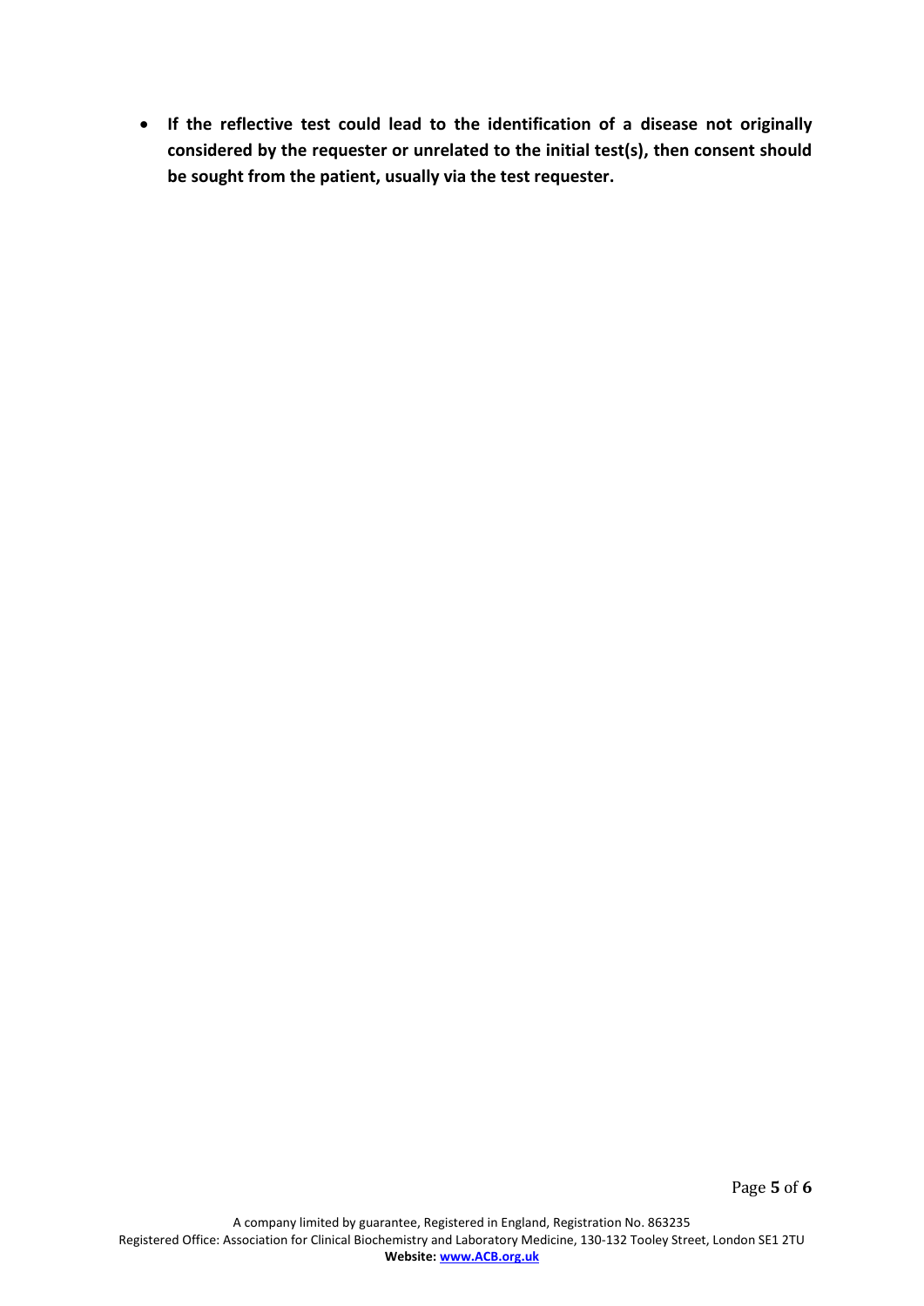- **If the reflective test could lead to the identification of a disease not originally considered by the requester or unrelated to the initial test(s), then consent should be sought from the patient, usually via the test requester.**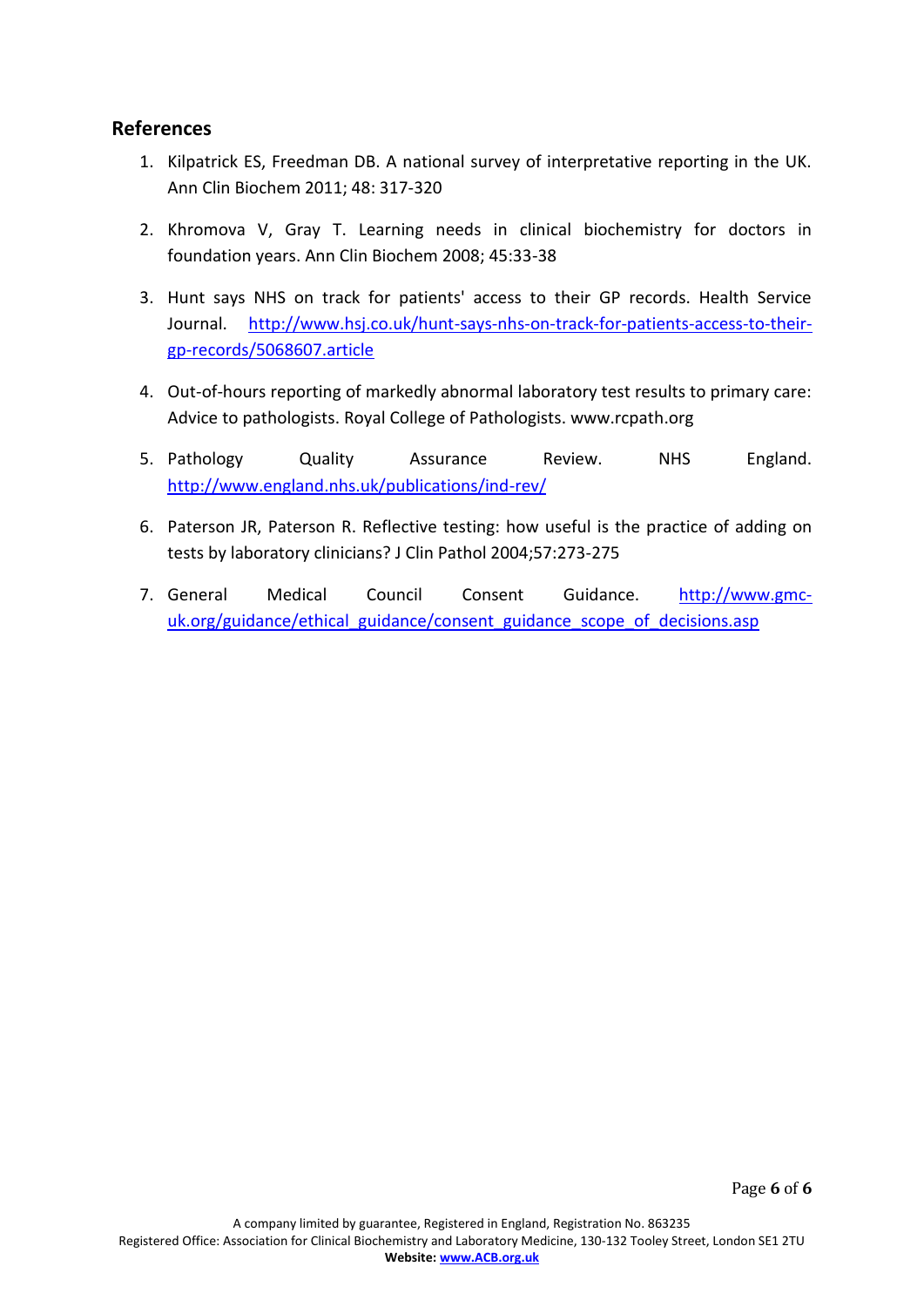## References

1. Kilpatrick ES, Freedman DB. A national survey of interpretative reporting in the UK. Ann Clin Biochem 2011; 48: 317-320
2. Khromova V, Gray T. Learning needs in clinical biochemistry for doctors in foundation years. Ann Clin Biochem 2008; 45:33-38
3. Hunt says NHS on track for patients' access to their GP records. Health Service Journal. http://www.hsj.co.uk/hunt-says-nhs-on-track-for-patients-access-to-their-gp-records/5068607.article
4. Out-of-hours reporting of markedly abnormal laboratory test results to primary care: Advice to pathologists. Royal College of Pathologists. www.rcpath.org
5. Pathology Quality Assurance Review. NHS England. http://www.england.nhs.uk/publications/ind-rev/
6. Paterson JR, Paterson R. Reflective testing: how useful is the practice of adding on tests by laboratory clinicians? J Clin Pathol 2004;57:273-275
7. General Medical Council Consent Guidance. http://www.gmc-uk.org/guidance/ethical_guidance/consent_guidance_scope_of_decisions.asp